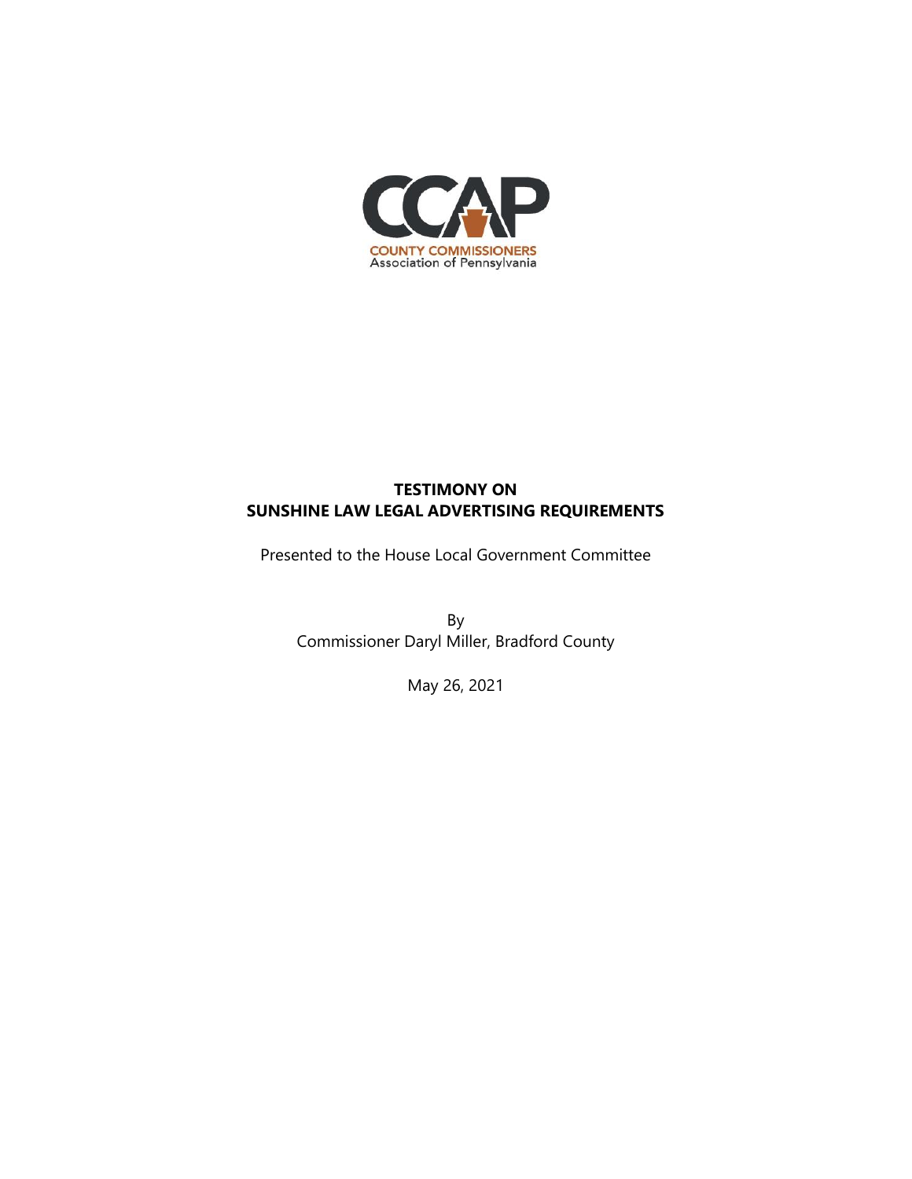CCAP

COUNTY COMMISSIONERS
Association of Pennsylvania

# TESTIMONY ON SUNSHINE LAW LEGAL ADVERTISING REQUIREMENTS

Presented to the House Local Government Committee

By
Commissioner Daryl Miller, Bradford County

May 26, 2021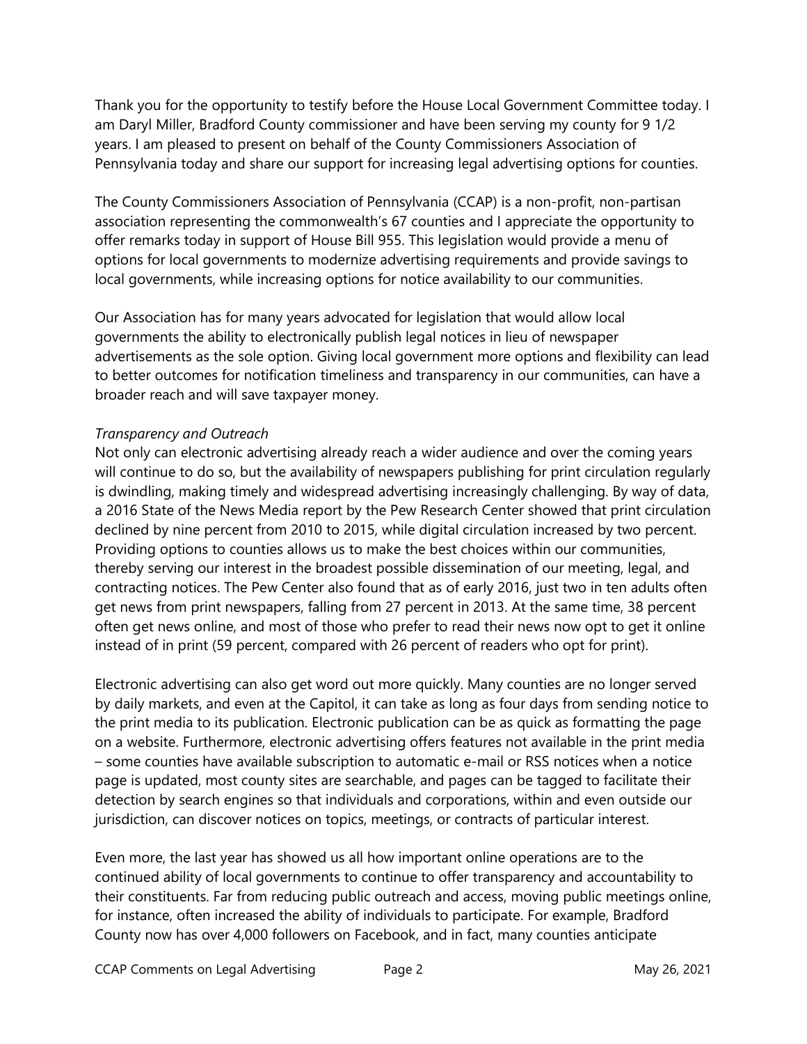Thank you for the opportunity to testify before the House Local Government Committee today. I am Daryl Miller, Bradford County commissioner and have been serving my county for 9 1/2 years. I am pleased to present on behalf of the County Commissioners Association of Pennsylvania today and share our support for increasing legal advertising options for counties.

The County Commissioners Association of Pennsylvania (CCAP) is a non-profit, non-partisan association representing the commonwealth's 67 counties and I appreciate the opportunity to offer remarks today in support of House Bill 955. This legislation would provide a menu of options for local governments to modernize advertising requirements and provide savings to local governments, while increasing options for notice availability to our communities.

Our Association has for many years advocated for legislation that would allow local governments the ability to electronically publish legal notices in lieu of newspaper advertisements as the sole option. Giving local government more options and flexibility can lead to better outcomes for notification timeliness and transparency in our communities, can have a broader reach and will save taxpayer money.

*Transparency and Outreach*

Not only can electronic advertising already reach a wider audience and over the coming years will continue to do so, but the availability of newspapers publishing for print circulation regularly is dwindling, making timely and widespread advertising increasingly challenging. By way of data, a 2016 State of the News Media report by the Pew Research Center showed that print circulation declined by nine percent from 2010 to 2015, while digital circulation increased by two percent. Providing options to counties allows us to make the best choices within our communities, thereby serving our interest in the broadest possible dissemination of our meeting, legal, and contracting notices. The Pew Center also found that as of early 2016, just two in ten adults often get news from print newspapers, falling from 27 percent in 2013. At the same time, 38 percent often get news online, and most of those who prefer to read their news now opt to get it online instead of in print (59 percent, compared with 26 percent of readers who opt for print).

Electronic advertising can also get word out more quickly. Many counties are no longer served by daily markets, and even at the Capitol, it can take as long as four days from sending notice to the print media to its publication. Electronic publication can be as quick as formatting the page on a website. Furthermore, electronic advertising offers features not available in the print media – some counties have available subscription to automatic e-mail or RSS notices when a notice page is updated, most county sites are searchable, and pages can be tagged to facilitate their detection by search engines so that individuals and corporations, within and even outside our jurisdiction, can discover notices on topics, meetings, or contracts of particular interest.

Even more, the last year has showed us all how important online operations are to the continued ability of local governments to continue to offer transparency and accountability to their constituents. Far from reducing public outreach and access, moving public meetings online, for instance, often increased the ability of individuals to participate. For example, Bradford County now has over 4,000 followers on Facebook, and in fact, many counties anticipate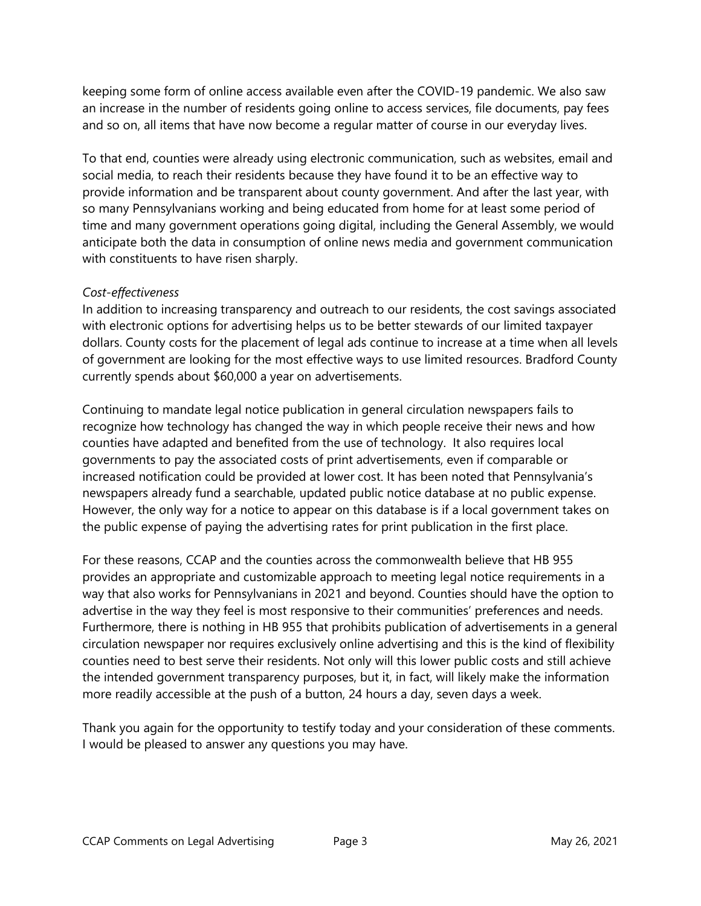keeping some form of online access available even after the COVID-19 pandemic. We also saw an increase in the number of residents going online to access services, file documents, pay fees and so on, all items that have now become a regular matter of course in our everyday lives.

To that end, counties were already using electronic communication, such as websites, email and social media, to reach their residents because they have found it to be an effective way to provide information and be transparent about county government. And after the last year, with so many Pennsylvanians working and being educated from home for at least some period of time and many government operations going digital, including the General Assembly, we would anticipate both the data in consumption of online news media and government communication with constituents to have risen sharply.

*Cost-effectiveness*

In addition to increasing transparency and outreach to our residents, the cost savings associated with electronic options for advertising helps us to be better stewards of our limited taxpayer dollars. County costs for the placement of legal ads continue to increase at a time when all levels of government are looking for the most effective ways to use limited resources. Bradford County currently spends about $60,000 a year on advertisements.

Continuing to mandate legal notice publication in general circulation newspapers fails to recognize how technology has changed the way in which people receive their news and how counties have adapted and benefited from the use of technology. It also requires local governments to pay the associated costs of print advertisements, even if comparable or increased notification could be provided at lower cost. It has been noted that Pennsylvania's newspapers already fund a searchable, updated public notice database at no public expense. However, the only way for a notice to appear on this database is if a local government takes on the public expense of paying the advertising rates for print publication in the first place.

For these reasons, CCAP and the counties across the commonwealth believe that HB 955 provides an appropriate and customizable approach to meeting legal notice requirements in a way that also works for Pennsylvanians in 2021 and beyond. Counties should have the option to advertise in the way they feel is most responsive to their communities' preferences and needs. Furthermore, there is nothing in HB 955 that prohibits publication of advertisements in a general circulation newspaper nor requires exclusively online advertising and this is the kind of flexibility counties need to best serve their residents. Not only will this lower public costs and still achieve the intended government transparency purposes, but it, in fact, will likely make the information more readily accessible at the push of a button, 24 hours a day, seven days a week.

Thank you again for the opportunity to testify today and your consideration of these comments. I would be pleased to answer any questions you may have.